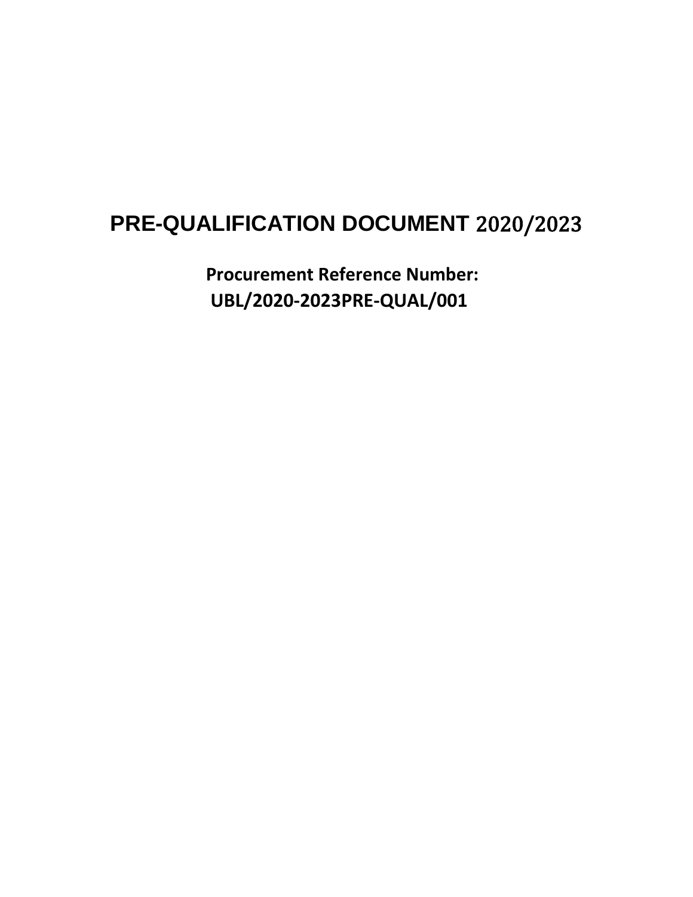# PRE-QUALIFICATION DOCUMENT 2020/2023

**Procurement Reference Number:**
**UBL/2020-2023PRE-QUAL/001**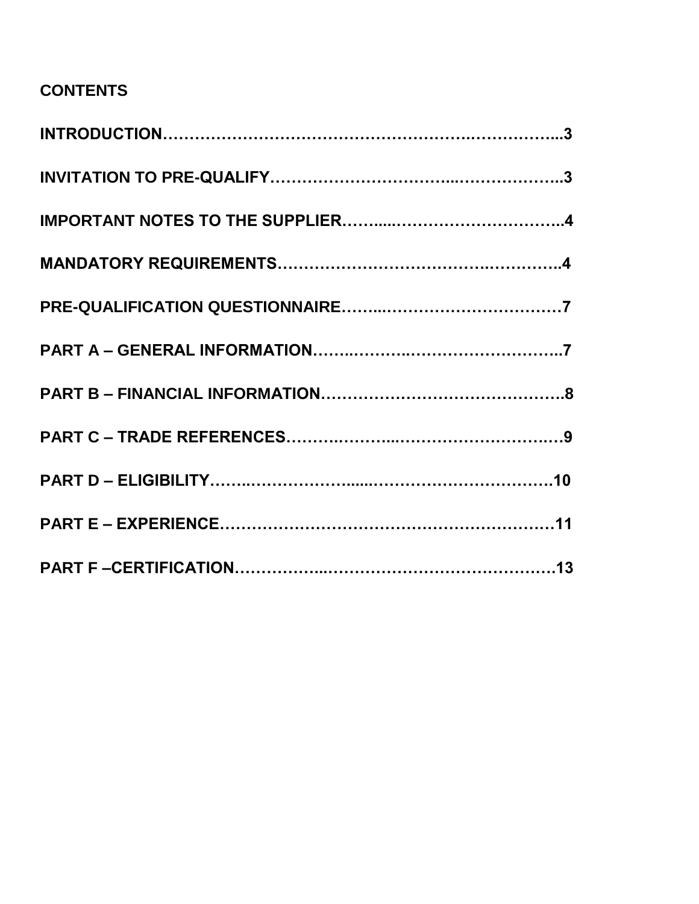**CONTENTS**

**INTRODUCTION…………………………………………………….……………...3**

**INVITATION TO PRE-QUALIFY…………………………...………………..3**

**IMPORTANT NOTES TO THE SUPPLIER……....…………………………..4**

**MANDATORY REQUIREMENTS……………………………….…………..4**

**PRE-QUALIFICATION QUESTIONNAIRE……...……………………………7**

**PART A – GENERAL INFORMATION……..……..…………………………..7**

**PART B – FINANCIAL INFORMATION……………………………………..8**

**PART C – TRADE REFERENCES……….……...………………………..…9**

**PART D – ELIGIBILITY……..………………....……………………………10**

**PART E – EXPERIENCE……………………………………………………11**

**PART F –CERTIFICATION……………..……………………………………13**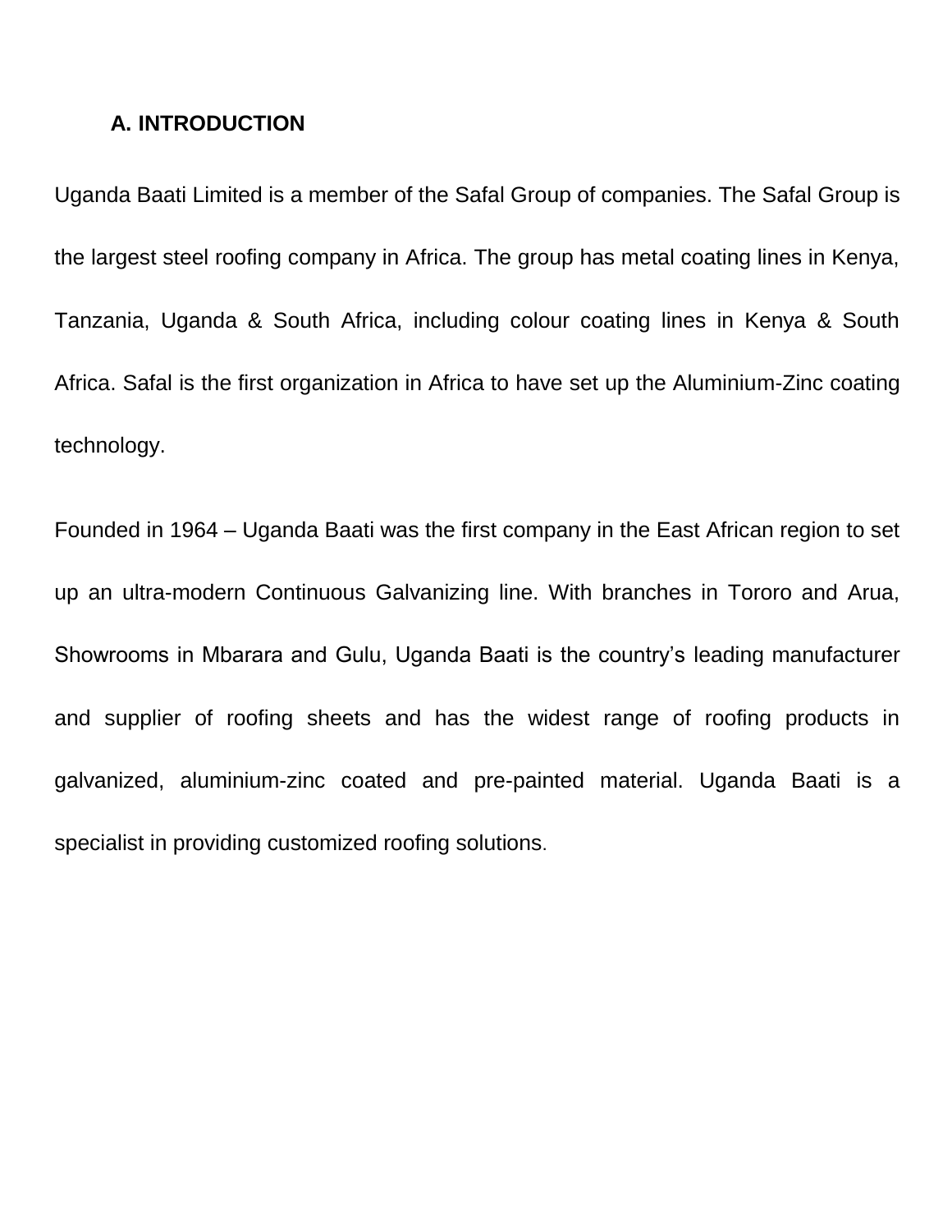## A. INTRODUCTION

Uganda Baati Limited is a member of the Safal Group of companies. The Safal Group is the largest steel roofing company in Africa. The group has metal coating lines in Kenya, Tanzania, Uganda & South Africa, including colour coating lines in Kenya & South Africa. Safal is the first organization in Africa to have set up the Aluminium-Zinc coating technology.

Founded in 1964 – Uganda Baati was the first company in the East African region to set up an ultra-modern Continuous Galvanizing line. With branches in Tororo and Arua, Showrooms in Mbarara and Gulu, Uganda Baati is the country's leading manufacturer and supplier of roofing sheets and has the widest range of roofing products in galvanized, aluminium-zinc coated and pre-painted material. Uganda Baati is a specialist in providing customized roofing solutions.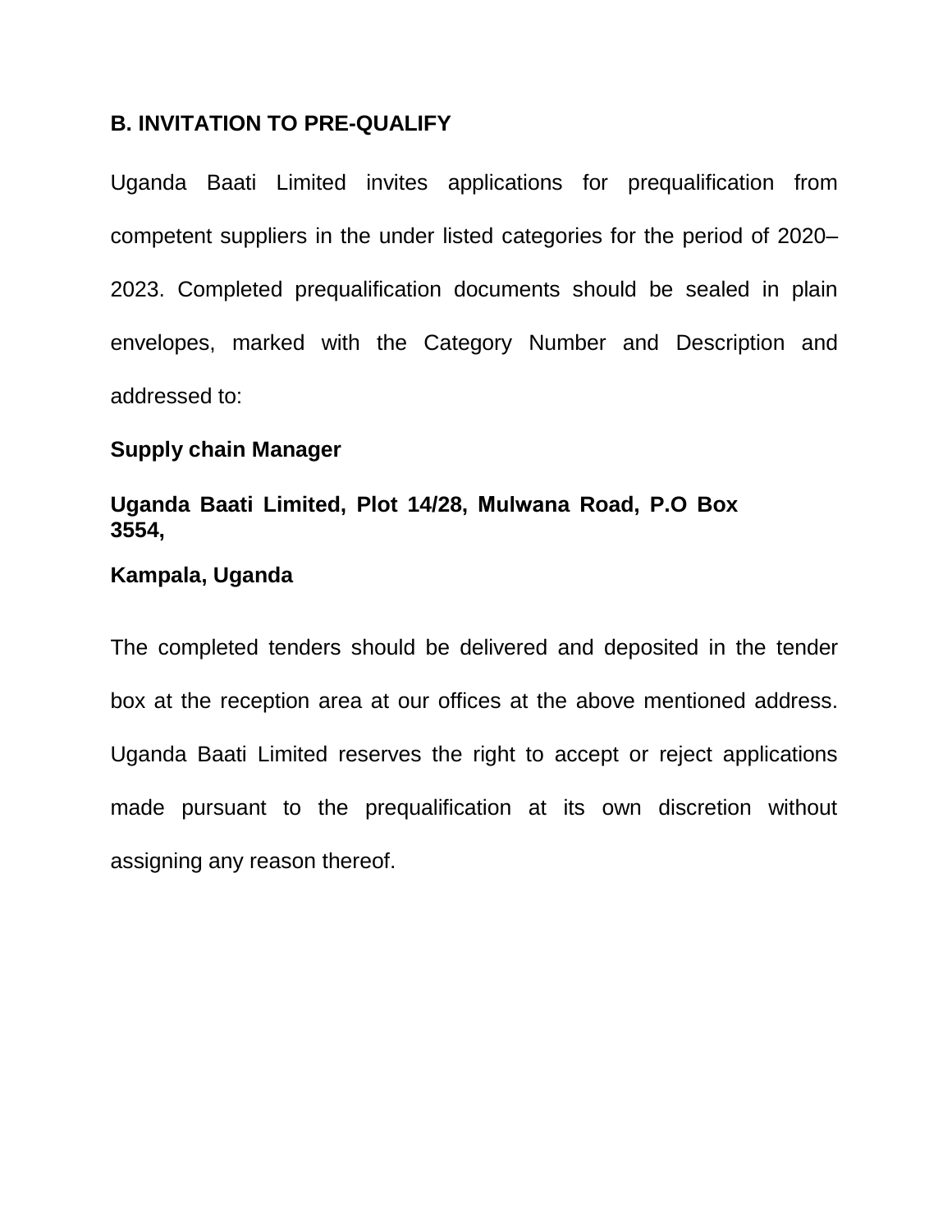## B. INVITATION TO PRE-QUALIFY

Uganda Baati Limited invites applications for prequalification from competent suppliers in the under listed categories for the period of 2020–2023. Completed prequalification documents should be sealed in plain envelopes, marked with the Category Number and Description and addressed to:

**Supply chain Manager**

**Uganda Baati Limited, Plot 14/28, Mulwana Road, P.O Box 3554,**

**Kampala, Uganda**

The completed tenders should be delivered and deposited in the tender box at the reception area at our offices at the above mentioned address. Uganda Baati Limited reserves the right to accept or reject applications made pursuant to the prequalification at its own discretion without assigning any reason thereof.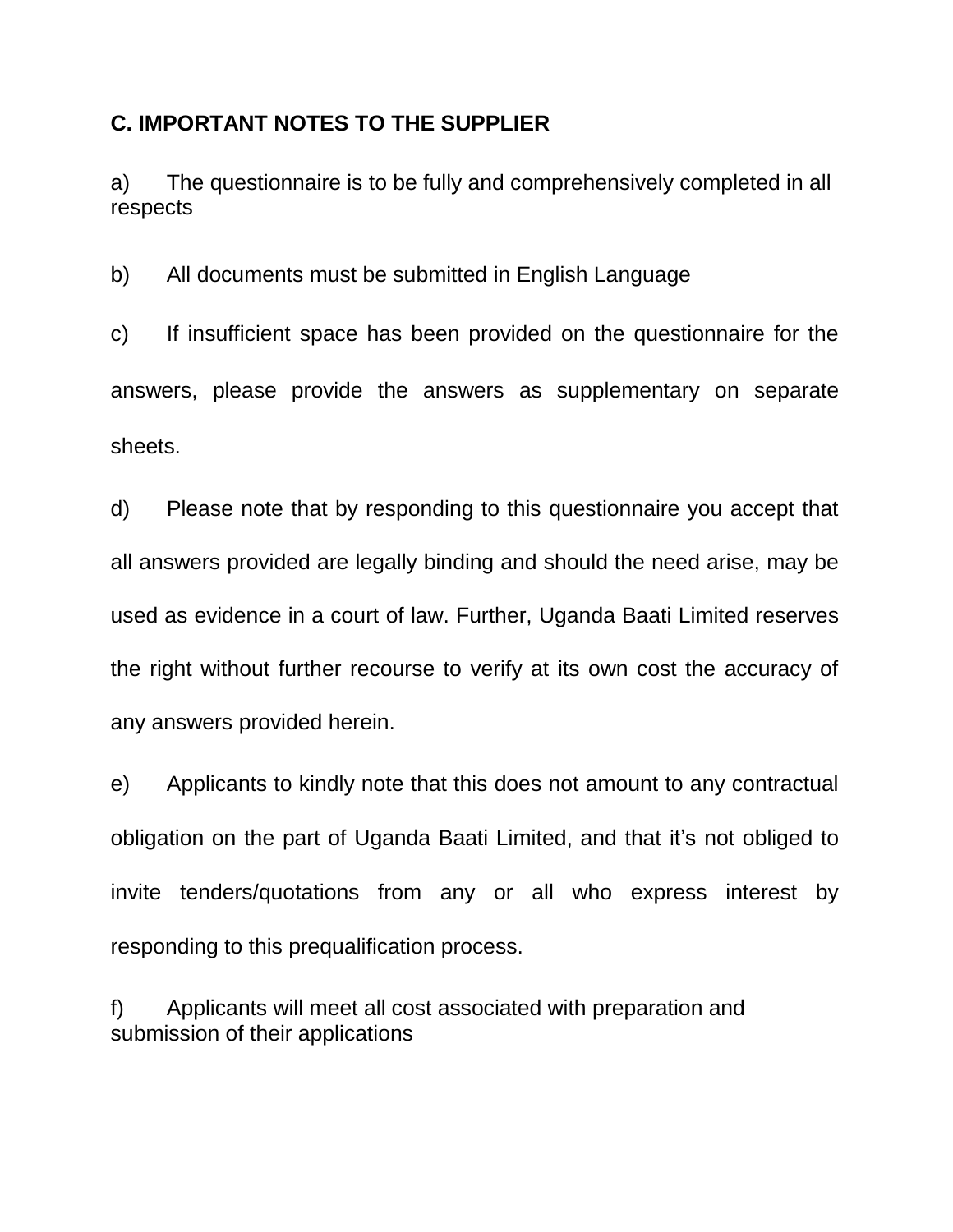**C. IMPORTANT NOTES TO THE SUPPLIER**

a) The questionnaire is to be fully and comprehensively completed in all respects

b) All documents must be submitted in English Language

c) If insufficient space has been provided on the questionnaire for the answers, please provide the answers as supplementary on separate sheets.

d) Please note that by responding to this questionnaire you accept that all answers provided are legally binding and should the need arise, may be used as evidence in a court of law. Further, Uganda Baati Limited reserves the right without further recourse to verify at its own cost the accuracy of any answers provided herein.

e) Applicants to kindly note that this does not amount to any contractual obligation on the part of Uganda Baati Limited, and that it's not obliged to invite tenders/quotations from any or all who express interest by responding to this prequalification process.

f) Applicants will meet all cost associated with preparation and submission of their applications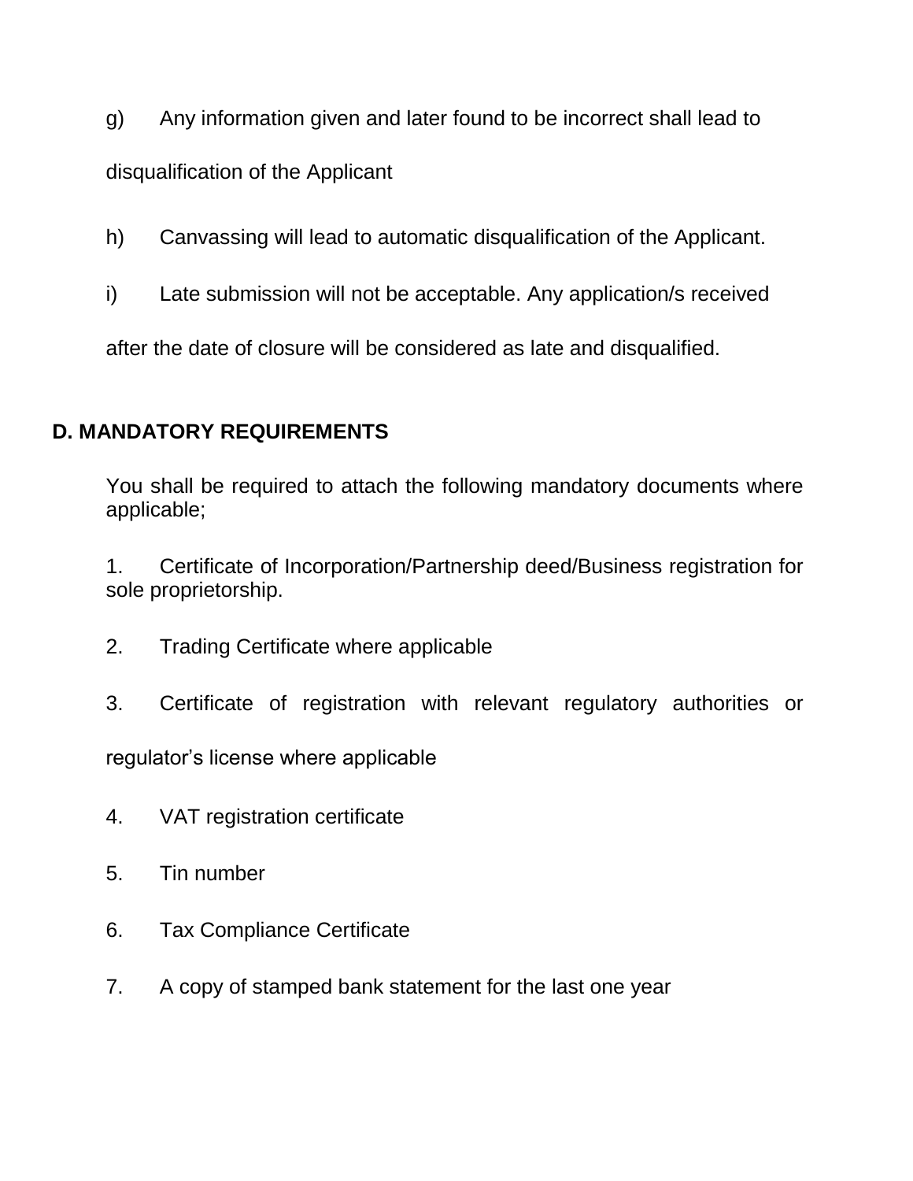g) Any information given and later found to be incorrect shall lead to disqualification of the Applicant

h) Canvassing will lead to automatic disqualification of the Applicant.

i) Late submission will not be acceptable. Any application/s received after the date of closure will be considered as late and disqualified.

## D. MANDATORY REQUIREMENTS

You shall be required to attach the following mandatory documents where applicable;

1. Certificate of Incorporation/Partnership deed/Business registration for sole proprietorship.

2. Trading Certificate where applicable

3. Certificate of registration with relevant regulatory authorities or regulator's license where applicable

4. VAT registration certificate

5. Tin number

6. Tax Compliance Certificate

7. A copy of stamped bank statement for the last one year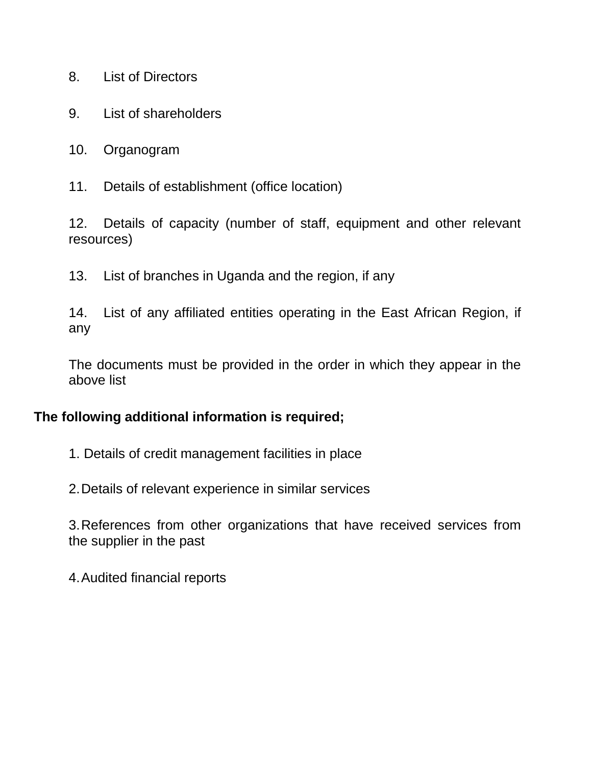8. List of Directors

9. List of shareholders

10. Organogram

11. Details of establishment (office location)

12. Details of capacity (number of staff, equipment and other relevant resources)

13. List of branches in Uganda and the region, if any

14. List of any affiliated entities operating in the East African Region, if any

The documents must be provided in the order in which they appear in the above list

**The following additional information is required;**

1. Details of credit management facilities in place

2. Details of relevant experience in similar services

3. References from other organizations that have received services from the supplier in the past

4. Audited financial reports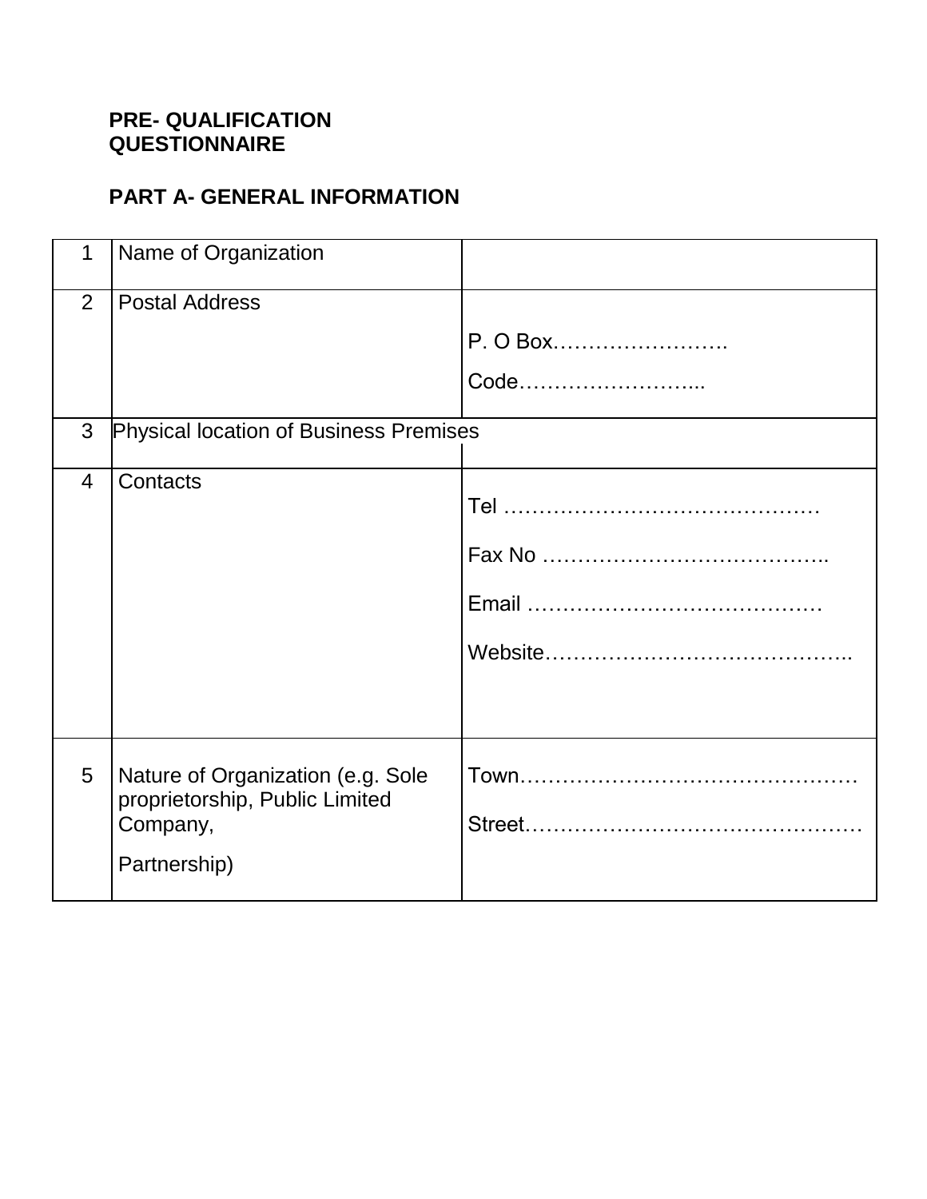**PRE- QUALIFICATION QUESTIONNAIRE**

**PART A- GENERAL INFORMATION**

| | | |
|---|---|---|
| 1 | Name of Organization | |
| 2 | Postal Address | P. O Box……………………. Code……………………... |
| 3 | Physical location of Business Premises | |
| 4 | Contacts | Tel ………………………………………<br>Fax No …………………………………..<br>Email ……………………………………<br>Website…………………………………….. |
| 5 | Nature of Organization (e.g. Sole proprietorship, Public Limited Company, Partnership) | Town…………………………………………<br>Street………………………………………… |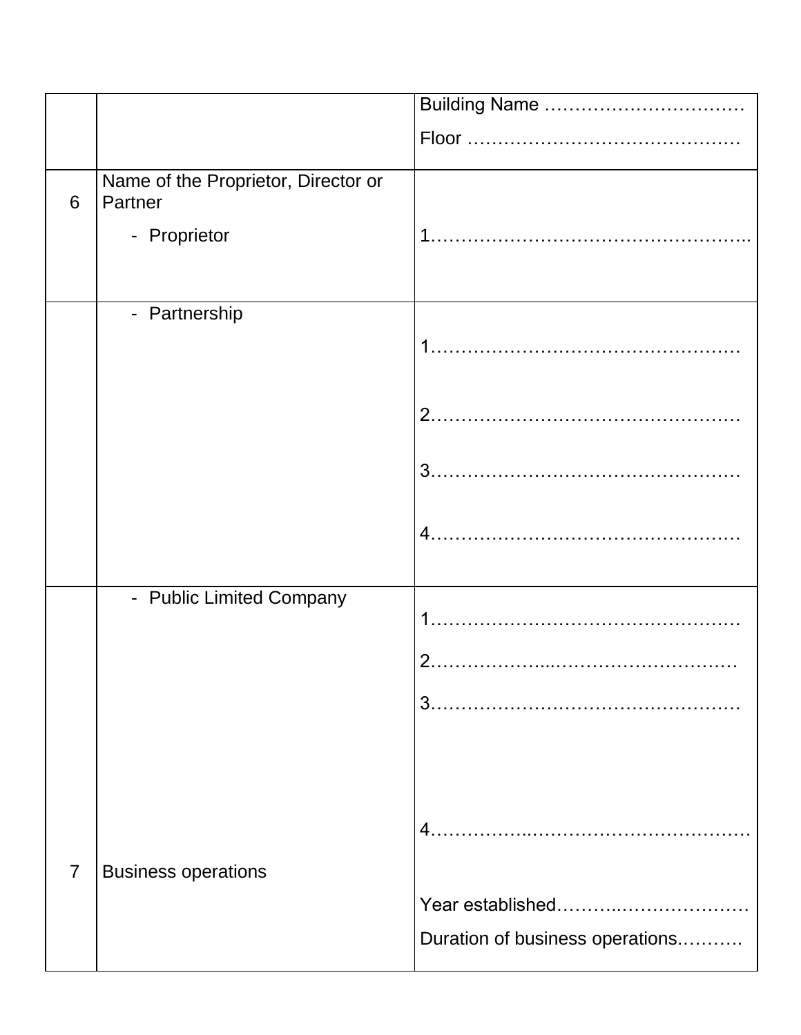| | | |
|---|---|---|
| | | Building Name ……………………………<br>Floor ……………………………………… |
| 6 | Name of the Proprietor, Director or Partner<br>- Proprietor | 1…………………………………………….. |
| | - Partnership | 1……………………………………………<br>2……………………………………………<br>3……………………………………………<br>4…………………………………………… |
| 7 | - Public Limited Company<br><br>Business operations | 1……………………………………………<br>2………………...…………………………<br>3……………………………………………<br>4……………...……………………………<br>Year established………..…………………<br>Duration of business operations.………. |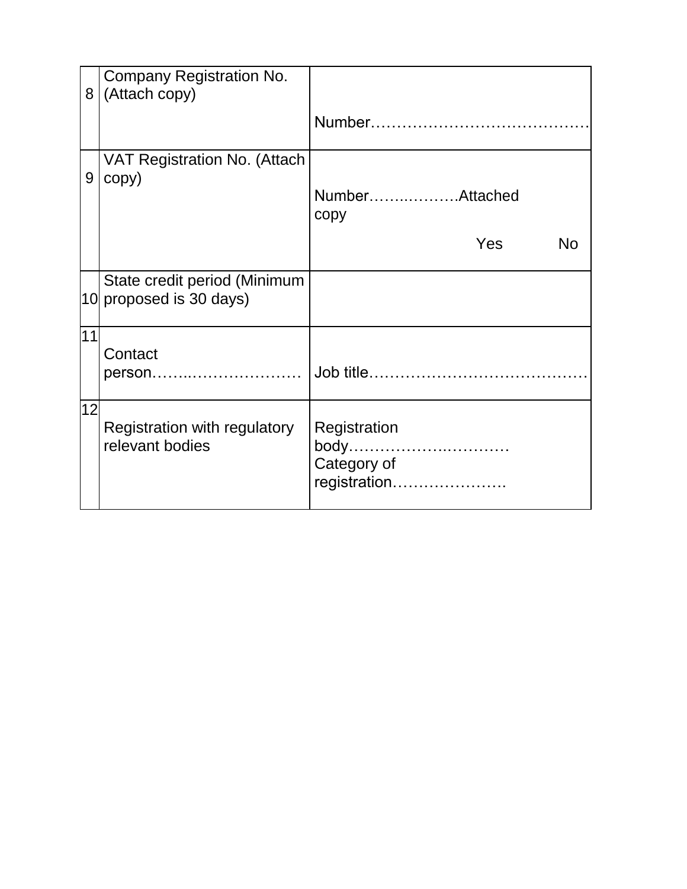| | | |
|---|---|---|
| 8 | Company Registration No. (Attach copy) | Number…………………………………… |
| 9 | VAT Registration No. (Attach copy) | Number……..………Attached copy<br>Yes No |
| 10 | State credit period (Minimum proposed is 30 days) | |
| 11 | Contact person……..………………… | Job title…………………………………… |
| 12 | Registration with regulatory relevant bodies | Registration body……………..………… Category of registration………………… |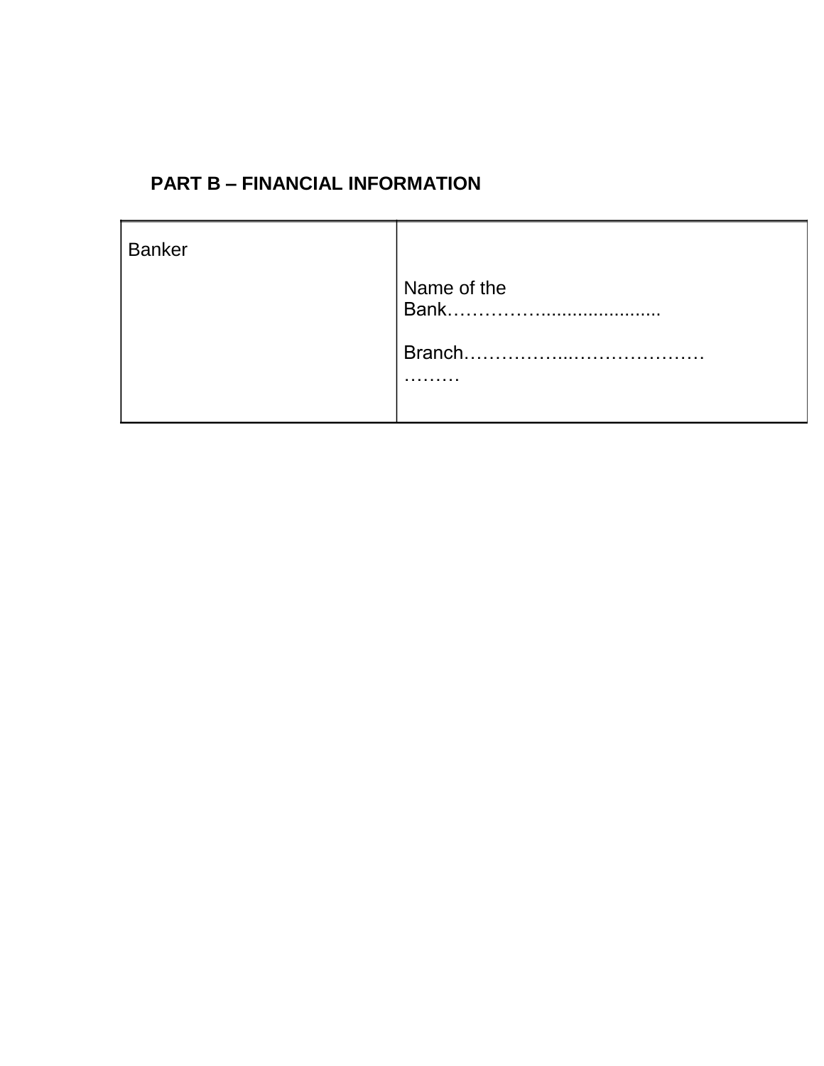## PART B – FINANCIAL INFORMATION

| Banker | Name of the Bank…………………................................<br><br>Branch…………………..……………………………… |
|---|---|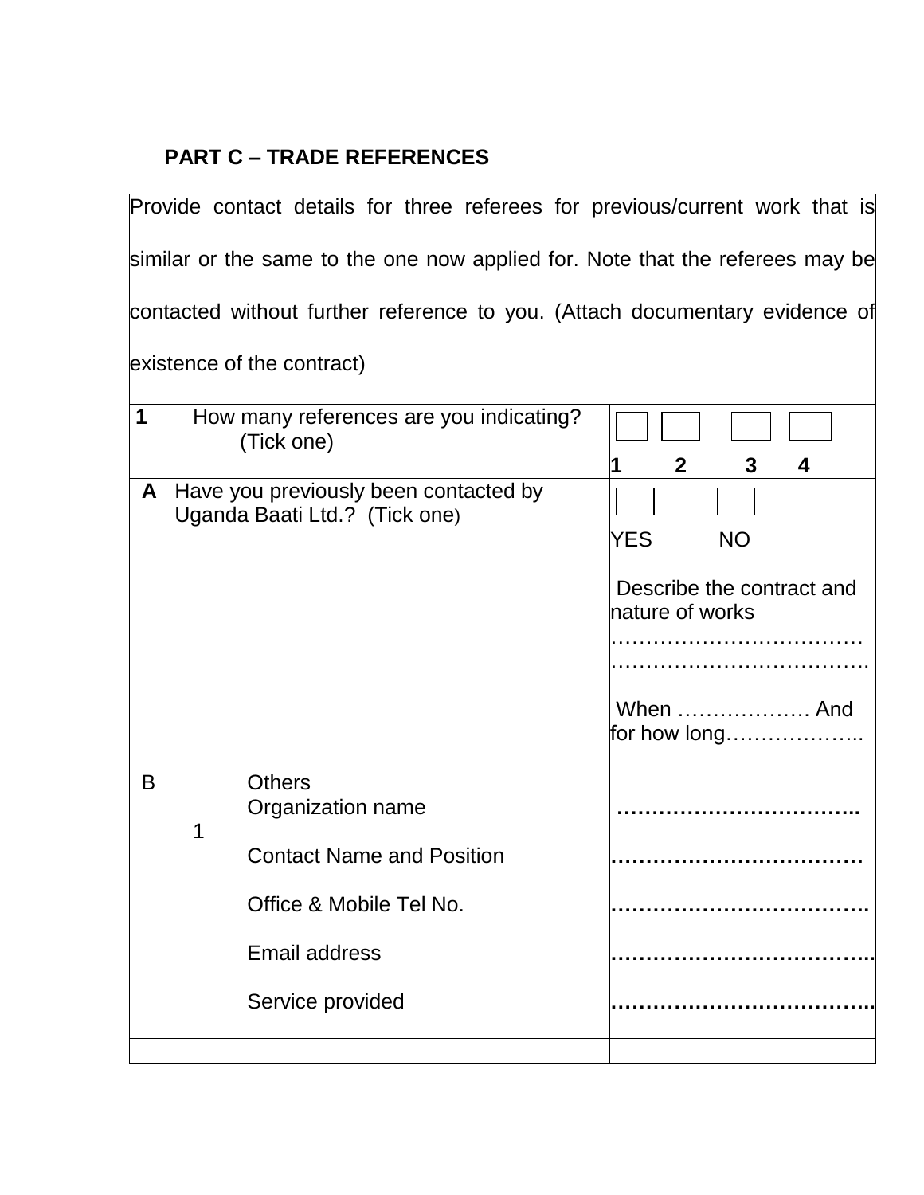## PART C – TRADE REFERENCES

| Provide contact details for three referees for previous/current work that is similar or the same to the one now applied for. Note that the referees may be contacted without further reference to you. (Attach documentary evidence of existence of the contract) | | |
|---|---|---|
| **1** | How many references are you indicating? (Tick one) | ☐ ☐ ☐ ☐<br>**1 2 3 4** |
| **A** | Have you previously been contacted by Uganda Baati Ltd.? (Tick one) | ☐ ☐<br>YES NO<br><br>Describe the contract and nature of works<br>………………………………<br>……………………………….<br><br>When ………………. And for how long……………….. |
| B | Others<br>1 Organization name<br><br>Contact Name and Position<br><br>Office & Mobile Tel No.<br><br>Email address<br><br>Service provided | **……………………………..**<br><br>**………………………………**<br><br>**……………………………….**<br><br>**………………………………..**<br><br>**………………………………..** |
| | | |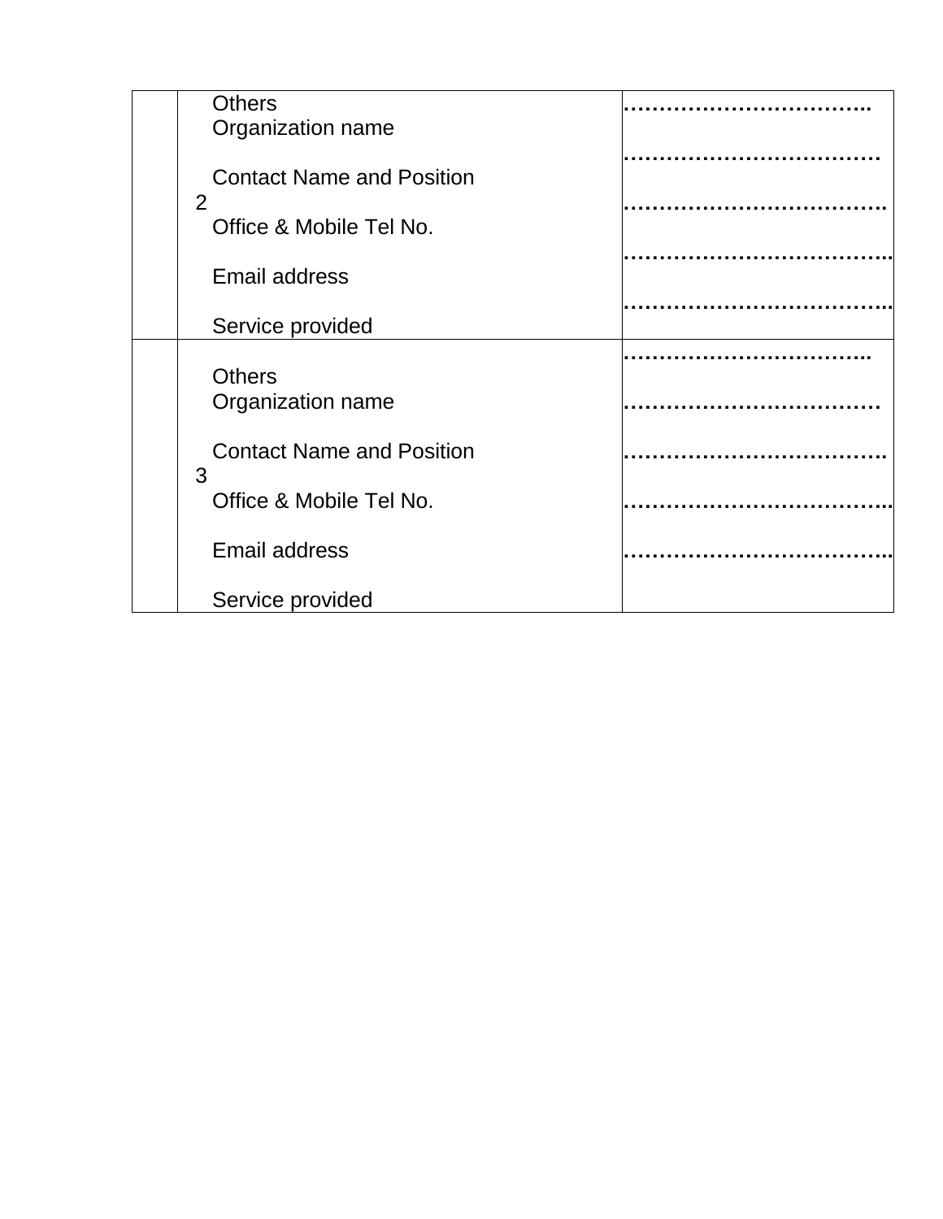|  |  |  |
|---|---|---|
|  | 2 | Others<br>Organization name<br><br>Contact Name and Position<br><br>Office & Mobile Tel No.<br><br>Email address<br><br>Service provided | ……………………………..<br><br>………………………………<br><br>……………………………….<br><br>………………………………..<br><br>……………………………….. |
|  | 3 | Others<br>Organization name<br><br>Contact Name and Position<br><br>Office & Mobile Tel No.<br><br>Email address<br><br>Service provided | ……………………………..<br><br>………………………………<br><br>……………………………….<br><br>………………………………..<br><br>……………………………….. |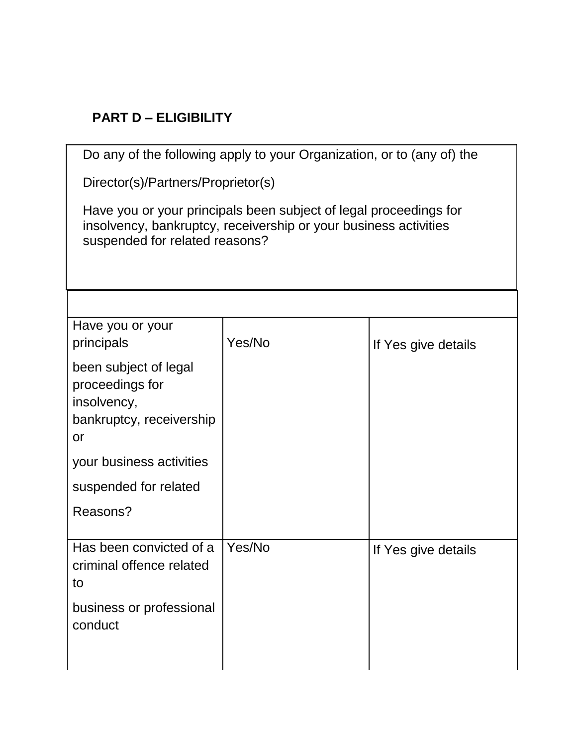**PART D – ELIGIBILITY**

Do any of the following apply to your Organization, or to (any of) the

Director(s)/Partners/Proprietor(s)

Have you or your principals been subject of legal proceedings for insolvency, bankruptcy, receivership or your business activities suspended for related reasons?

| | | |
|---|---|---|
| Have you or your principals been subject of legal proceedings for insolvency, bankruptcy, receivership or your business activities suspended for related Reasons? | Yes/No | If Yes give details |
| Has been convicted of a criminal offence related to business or professional conduct | Yes/No | If Yes give details |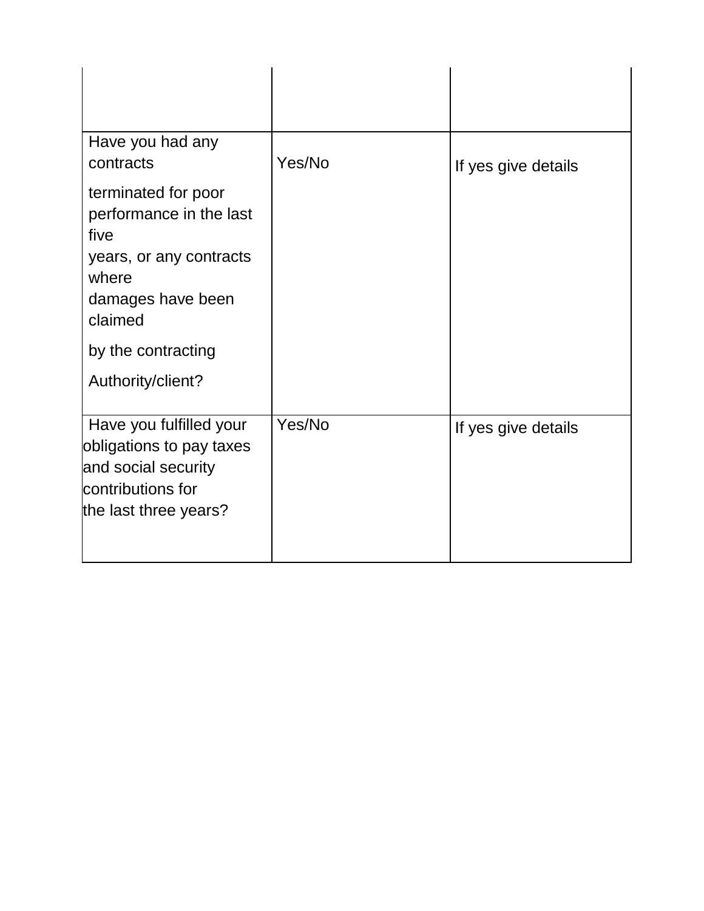| | | |
|---|---|---|
| | | |
| Have you had any contracts terminated for poor performance in the last five years, or any contracts where damages have been claimed by the contracting Authority/client? | Yes/No | If yes give details |
| Have you fulfilled your obligations to pay taxes and social security contributions for the last three years? | Yes/No | If yes give details |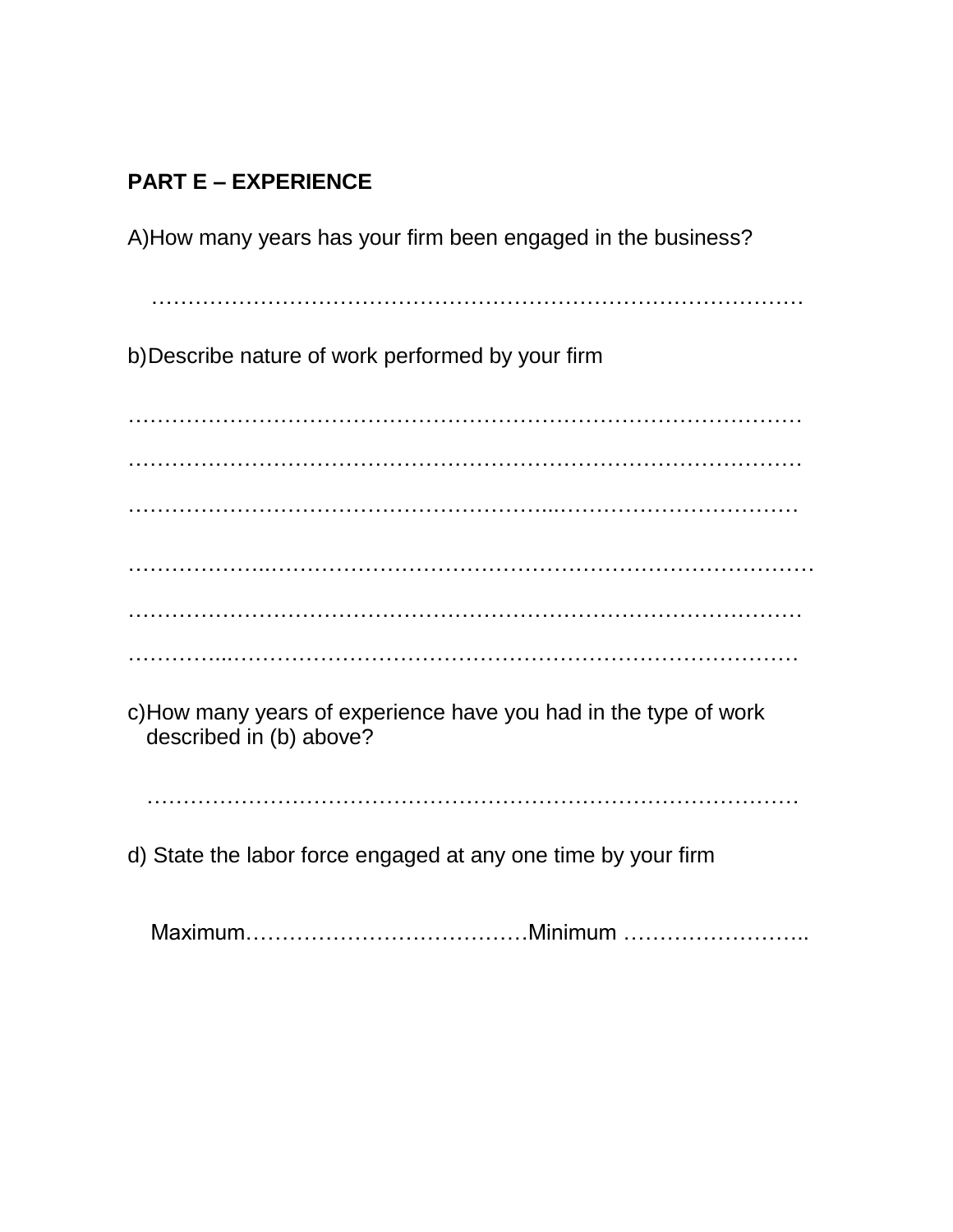**PART E – EXPERIENCE**

A)How many years has your firm been engaged in the business?

………………………………………………………………………………

b)Describe nature of work performed by your firm

………………………………………………………………………………

………………………………………………………………………………

………………………………………………...……………………………

………………..……………………………………………………………

………………………………………………………………………………

…………...……………………………………………………………

c)How many years of experience have you had in the type of work described in (b) above?

………………………………………………………………………………

d) State the labor force engaged at any one time by your firm

Maximum…………………………………Minimum ……………………..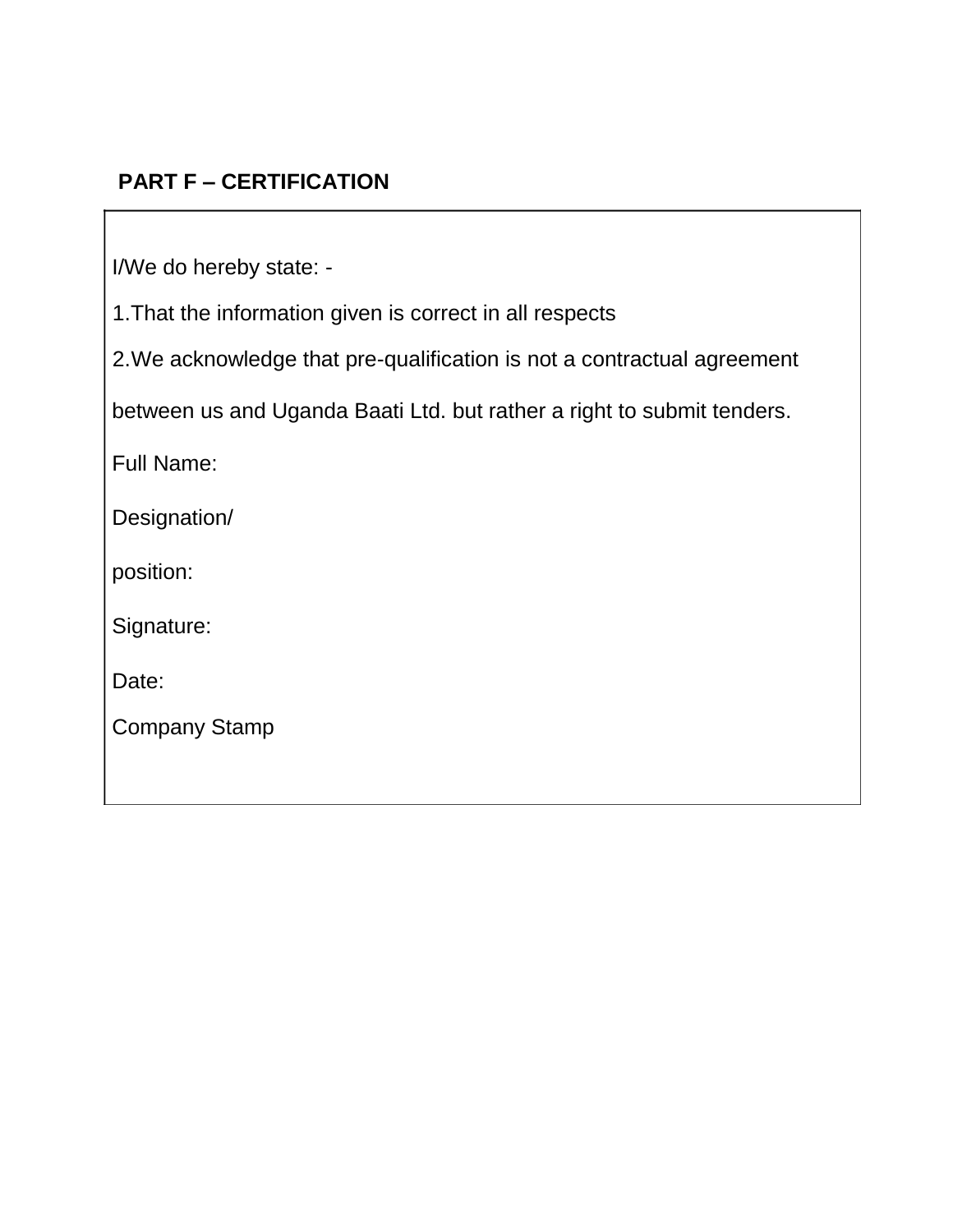## PART F – CERTIFICATION

I/We do hereby state: -

1. That the information given is correct in all respects
2. We acknowledge that pre-qualification is not a contractual agreement between us and Uganda Baati Ltd. but rather a right to submit tenders.

Full Name:

Designation/
position:

Signature:

Date:

Company Stamp